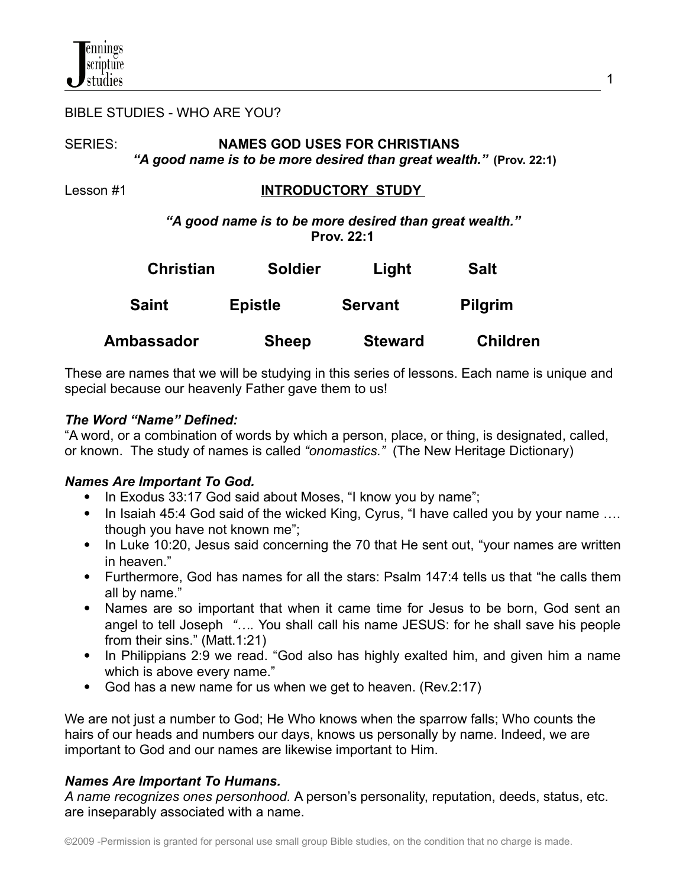BIBLE STUDIES - WHO ARE YOU?

SERIES: **NAMES GOD USES FOR CHRISTIANS**
***"A good name is to be more desired than great wealth."*** **(Prov. 22:1)**

Lesson #1 **INTRODUCTORY STUDY**

***"A good name is to be more desired than great wealth."***
**Prov. 22:1**

**Christian Soldier Light Salt**

**Saint Epistle Servant Pilgrim**

**Ambassador Sheep Steward Children**

These are names that we will be studying in this series of lessons. Each name is unique and special because our heavenly Father gave them to us!

***The Word "Name" Defined:***
"A word, or a combination of words by which a person, place, or thing, is designated, called, or known. The study of names is called *"onomastics."* (The New Heritage Dictionary)

***Names Are Important To God.***

- In Exodus 33:17 God said about Moses, "I know you by name";
- In Isaiah 45:4 God said of the wicked King, Cyrus, "I have called you by your name …. though you have not known me";
- In Luke 10:20, Jesus said concerning the 70 that He sent out, "your names are written in heaven."
- Furthermore, God has names for all the stars: Psalm 147:4 tells us that "he calls them all by name."
- Names are so important that when it came time for Jesus to be born, God sent an angel to tell Joseph *"….* You shall call his name JESUS: for he shall save his people from their sins." (Matt.1:21)
- In Philippians 2:9 we read. "God also has highly exalted him, and given him a name which is above every name."
- God has a new name for us when we get to heaven. (Rev.2:17)

We are not just a number to God; He Who knows when the sparrow falls; Who counts the hairs of our heads and numbers our days, knows us personally by name. Indeed, we are important to God and our names are likewise important to Him.

***Names Are Important To Humans.***
*A name recognizes ones personhood.* A person's personality, reputation, deeds, status, etc. are inseparably associated with a name.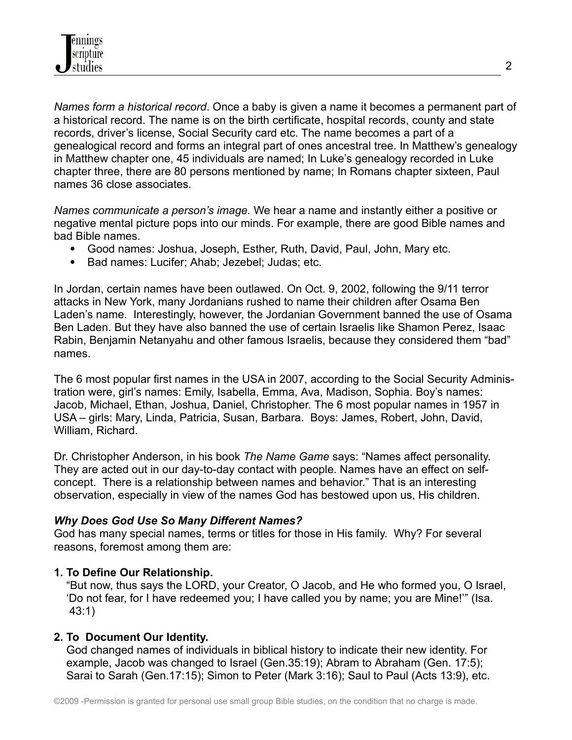*Names form a historical record*. Once a baby is given a name it becomes a permanent part of a historical record. The name is on the birth certificate, hospital records, county and state records, driver's license, Social Security card etc. The name becomes a part of a genealogical record and forms an integral part of ones ancestral tree. In Matthew's genealogy in Matthew chapter one, 45 individuals are named; In Luke's genealogy recorded in Luke chapter three, there are 80 persons mentioned by name; In Romans chapter sixteen, Paul names 36 close associates.

*Names communicate a person's image.* We hear a name and instantly either a positive or negative mental picture pops into our minds. For example, there are good Bible names and bad Bible names.

- Good names: Joshua, Joseph, Esther, Ruth, David, Paul, John, Mary etc.
- Bad names: Lucifer; Ahab; Jezebel; Judas; etc.

In Jordan, certain names have been outlawed. On Oct. 9, 2002, following the 9/11 terror attacks in New York, many Jordanians rushed to name their children after Osama Ben Laden's name. Interestingly, however, the Jordanian Government banned the use of Osama Ben Laden. But they have also banned the use of certain Israelis like Shamon Perez, Isaac Rabin, Benjamin Netanyahu and other famous Israelis, because they considered them "bad" names.

The 6 most popular first names in the USA in 2007, according to the Social Security Administration were, girl's names: Emily, Isabella, Emma, Ava, Madison, Sophia. Boy's names: Jacob, Michael, Ethan, Joshua, Daniel, Christopher. The 6 most popular names in 1957 in USA – girls: Mary, Linda, Patricia, Susan, Barbara. Boys: James, Robert, John, David, William, Richard.

Dr. Christopher Anderson, in his book *The Name Game* says: "Names affect personality. They are acted out in our day-to-day contact with people. Names have an effect on self-concept. There is a relationship between names and behavior." That is an interesting observation, especially in view of the names God has bestowed upon us, His children.

***Why Does God Use So Many Different Names?***

God has many special names, terms or titles for those in His family. Why? For several reasons, foremost among them are:

**1. To Define Our Relationship.**

"But now, thus says the LORD, your Creator, O Jacob, and He who formed you, O Israel, 'Do not fear, for I have redeemed you; I have called you by name; you are Mine!'" (Isa. 43:1)

**2. To Document Our Identity.**

God changed names of individuals in biblical history to indicate their new identity. For example, Jacob was changed to Israel (Gen.35:19); Abram to Abraham (Gen. 17:5); Sarai to Sarah (Gen.17:15); Simon to Peter (Mark 3:16); Saul to Paul (Acts 13:9), etc.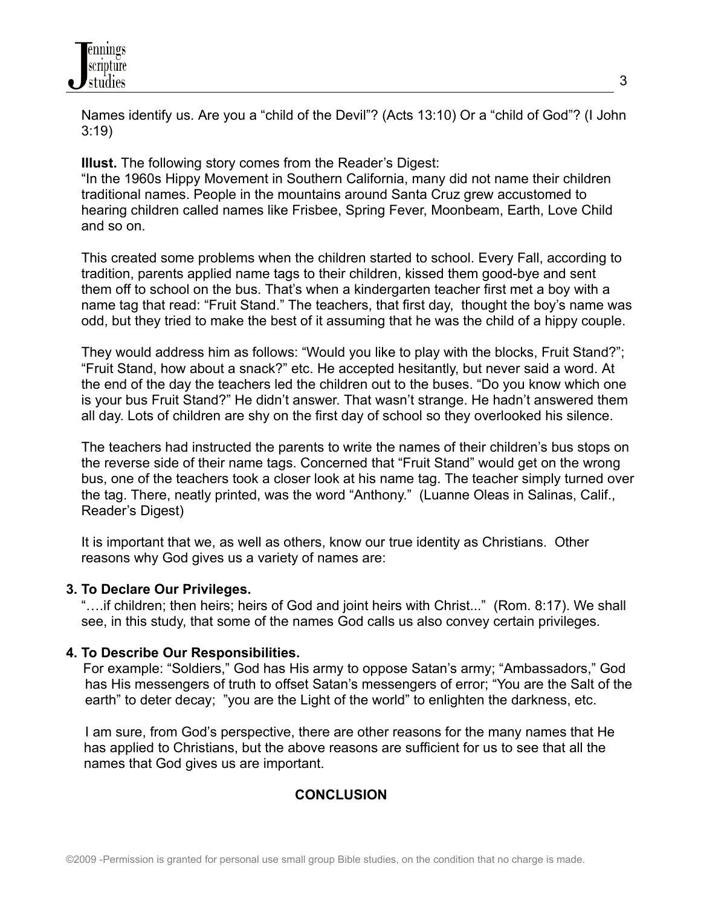Names identify us. Are you a "child of the Devil"? (Acts 13:10) Or a "child of God"? (I John 3:19)

**Illust.** The following story comes from the Reader's Digest:
"In the 1960s Hippy Movement in Southern California, many did not name their children traditional names. People in the mountains around Santa Cruz grew accustomed to hearing children called names like Frisbee, Spring Fever, Moonbeam, Earth, Love Child and so on.

This created some problems when the children started to school. Every Fall, according to tradition, parents applied name tags to their children, kissed them good-bye and sent them off to school on the bus. That's when a kindergarten teacher first met a boy with a name tag that read: "Fruit Stand." The teachers, that first day, thought the boy's name was odd, but they tried to make the best of it assuming that he was the child of a hippy couple.

They would address him as follows: "Would you like to play with the blocks, Fruit Stand?"; "Fruit Stand, how about a snack?" etc. He accepted hesitantly, but never said a word. At the end of the day the teachers led the children out to the buses. "Do you know which one is your bus Fruit Stand?" He didn't answer. That wasn't strange. He hadn't answered them all day. Lots of children are shy on the first day of school so they overlooked his silence.

The teachers had instructed the parents to write the names of their children's bus stops on the reverse side of their name tags. Concerned that "Fruit Stand" would get on the wrong bus, one of the teachers took a closer look at his name tag. The teacher simply turned over the tag. There, neatly printed, was the word "Anthony." (Luanne Oleas in Salinas, Calif., Reader's Digest)

It is important that we, as well as others, know our true identity as Christians. Other reasons why God gives us a variety of names are:

**3. To Declare Our Privileges.**

"….if children; then heirs; heirs of God and joint heirs with Christ..." (Rom. 8:17). We shall see, in this study, that some of the names God calls us also convey certain privileges.

**4. To Describe Our Responsibilities.**

For example: "Soldiers," God has His army to oppose Satan's army; "Ambassadors," God has His messengers of truth to offset Satan's messengers of error; "You are the Salt of the earth" to deter decay; "you are the Light of the world" to enlighten the darkness, etc.

I am sure, from God's perspective, there are other reasons for the many names that He has applied to Christians, but the above reasons are sufficient for us to see that all the names that God gives us are important.

## CONCLUSION

©2009 -Permission is granted for personal use small group Bible studies, on the condition that no charge is made.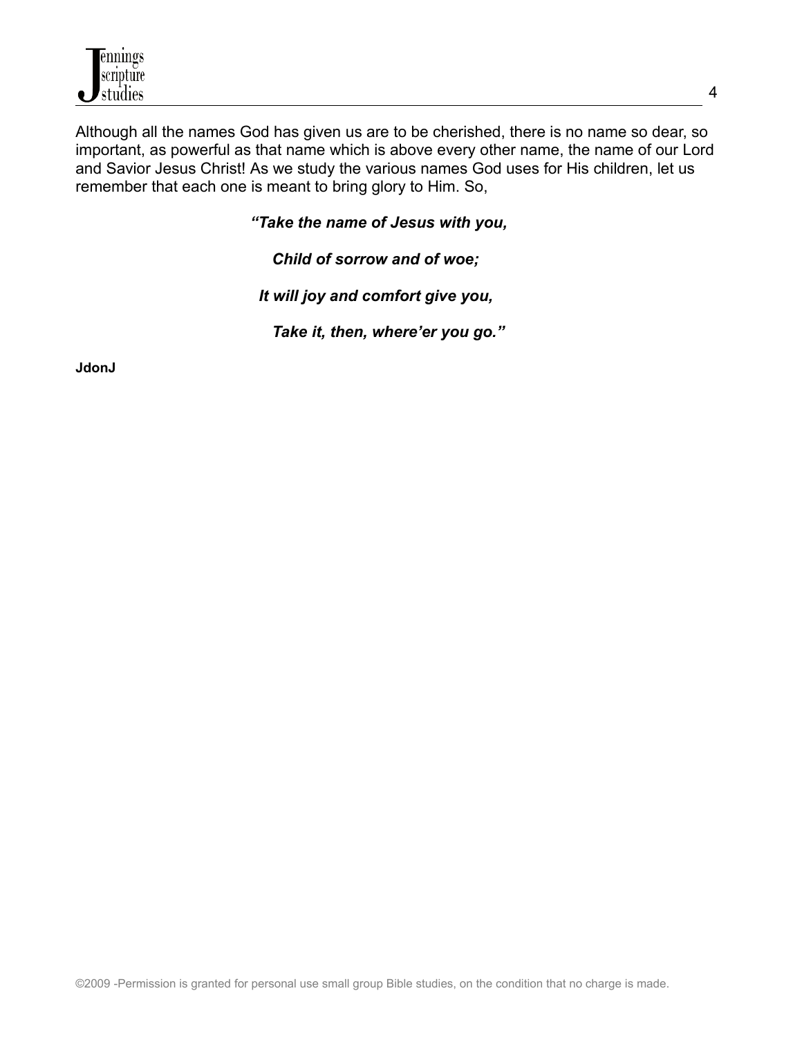Although all the names God has given us are to be cherished, there is no name so dear, so important, as powerful as that name which is above every other name, the name of our Lord and Savior Jesus Christ! As we study the various names God uses for His children, let us remember that each one is meant to bring glory to Him. So,

***"Take the name of Jesus with you,***

***Child of sorrow and of woe;***

***It will joy and comfort give you,***

***Take it, then, where'er you go."***

**JdonJ**

©2009 -Permission is granted for personal use small group Bible studies, on the condition that no charge is made.